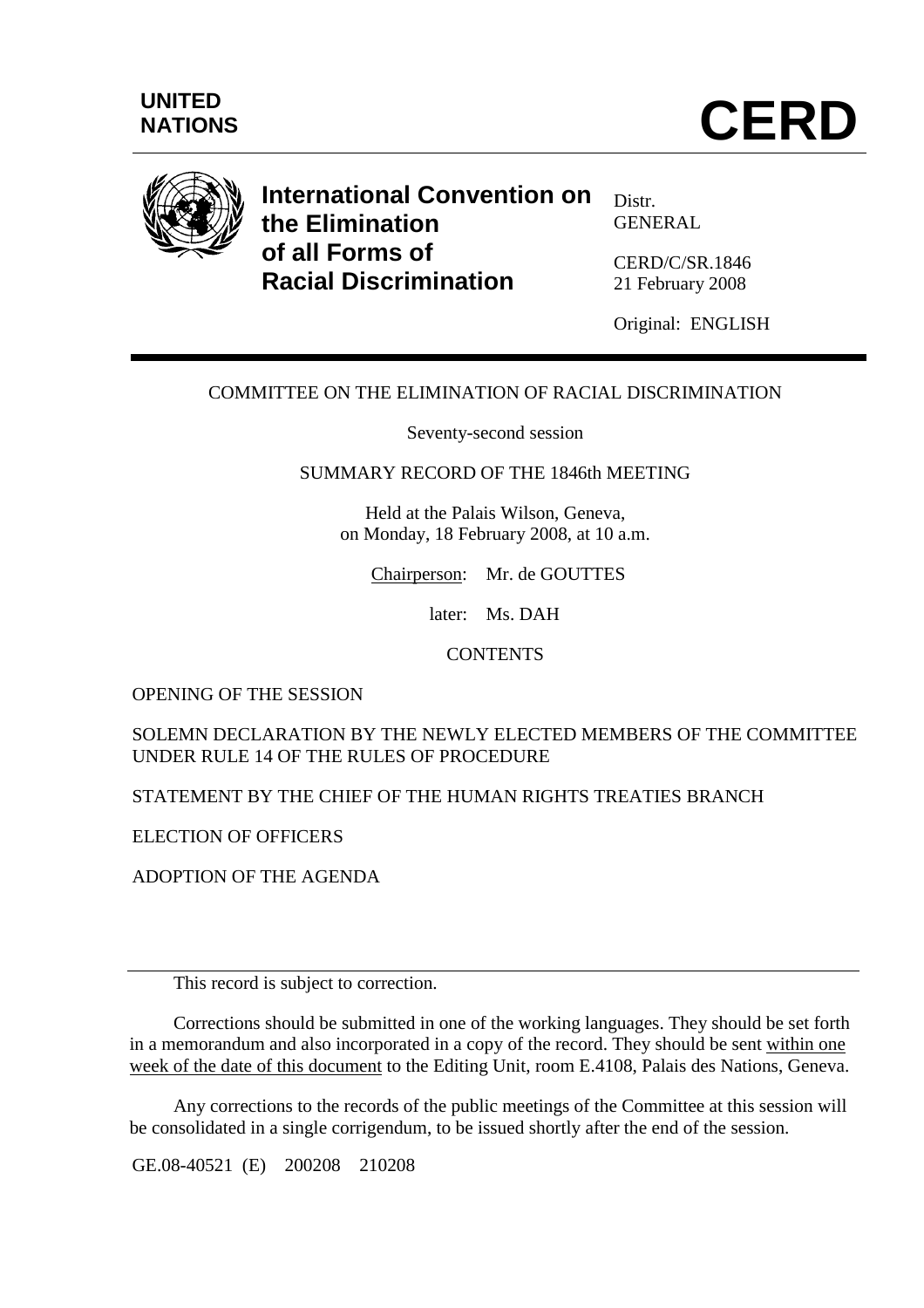UNITED NATIONS

# CERD

**International Convention on the Elimination of all Forms of Racial Discrimination**

Distr.
GENERAL

CERD/C/SR.1846
21 February 2008

Original: ENGLISH

---

COMMITTEE ON THE ELIMINATION OF RACIAL DISCRIMINATION

Seventy-second session

SUMMARY RECORD OF THE 1846th MEETING

Held at the Palais Wilson, Geneva,
on Monday, 18 February 2008, at 10 a.m.

Chairperson: Mr. de GOUTTES

later: Ms. DAH

CONTENTS

OPENING OF THE SESSION

SOLEMN DECLARATION BY THE NEWLY ELECTED MEMBERS OF THE COMMITTEE UNDER RULE 14 OF THE RULES OF PROCEDURE

STATEMENT BY THE CHIEF OF THE HUMAN RIGHTS TREATIES BRANCH

ELECTION OF OFFICERS

ADOPTION OF THE AGENDA

---

This record is subject to correction.

Corrections should be submitted in one of the working languages. They should be set forth in a memorandum and also incorporated in a copy of the record. They should be sent within one week of the date of this document to the Editing Unit, room E.4108, Palais des Nations, Geneva.

Any corrections to the records of the public meetings of the Committee at this session will be consolidated in a single corrigendum, to be issued shortly after the end of the session.

GE.08-40521 (E) 200208 210208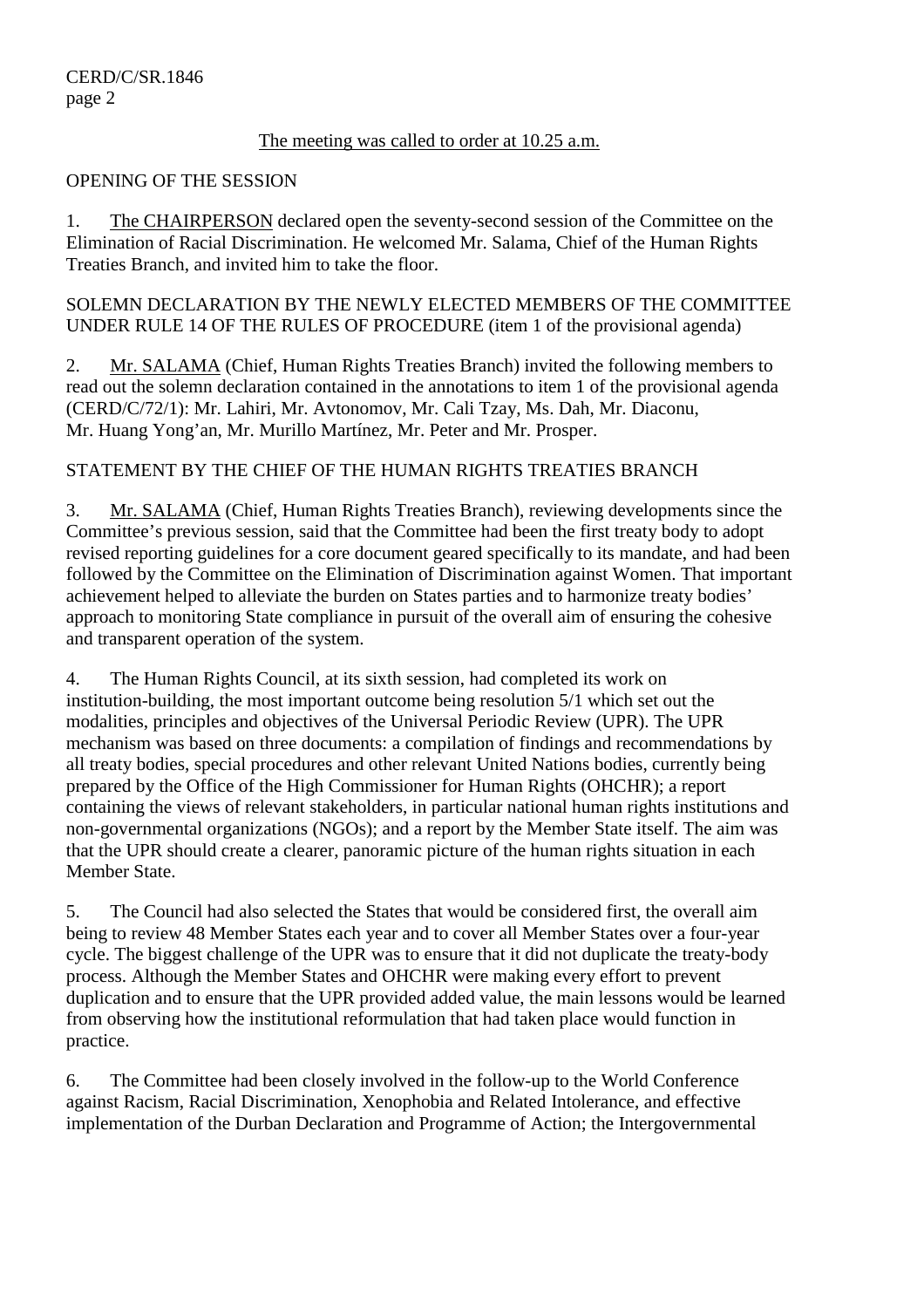The meeting was called to order at 10.25 a.m.

OPENING OF THE SESSION

1. The CHAIRPERSON declared open the seventy-second session of the Committee on the Elimination of Racial Discrimination. He welcomed Mr. Salama, Chief of the Human Rights Treaties Branch, and invited him to take the floor.

SOLEMN DECLARATION BY THE NEWLY ELECTED MEMBERS OF THE COMMITTEE UNDER RULE 14 OF THE RULES OF PROCEDURE (item 1 of the provisional agenda)

2. Mr. SALAMA (Chief, Human Rights Treaties Branch) invited the following members to read out the solemn declaration contained in the annotations to item 1 of the provisional agenda (CERD/C/72/1): Mr. Lahiri, Mr. Avtonomov, Mr. Cali Tzay, Ms. Dah, Mr. Diaconu, Mr. Huang Yong'an, Mr. Murillo Martínez, Mr. Peter and Mr. Prosper.

STATEMENT BY THE CHIEF OF THE HUMAN RIGHTS TREATIES BRANCH

3. Mr. SALAMA (Chief, Human Rights Treaties Branch), reviewing developments since the Committee's previous session, said that the Committee had been the first treaty body to adopt revised reporting guidelines for a core document geared specifically to its mandate, and had been followed by the Committee on the Elimination of Discrimination against Women. That important achievement helped to alleviate the burden on States parties and to harmonize treaty bodies' approach to monitoring State compliance in pursuit of the overall aim of ensuring the cohesive and transparent operation of the system.

4. The Human Rights Council, at its sixth session, had completed its work on institution-building, the most important outcome being resolution 5/1 which set out the modalities, principles and objectives of the Universal Periodic Review (UPR). The UPR mechanism was based on three documents: a compilation of findings and recommendations by all treaty bodies, special procedures and other relevant United Nations bodies, currently being prepared by the Office of the High Commissioner for Human Rights (OHCHR); a report containing the views of relevant stakeholders, in particular national human rights institutions and non-governmental organizations (NGOs); and a report by the Member State itself. The aim was that the UPR should create a clearer, panoramic picture of the human rights situation in each Member State.

5. The Council had also selected the States that would be considered first, the overall aim being to review 48 Member States each year and to cover all Member States over a four-year cycle. The biggest challenge of the UPR was to ensure that it did not duplicate the treaty-body process. Although the Member States and OHCHR were making every effort to prevent duplication and to ensure that the UPR provided added value, the main lessons would be learned from observing how the institutional reformulation that had taken place would function in practice.

6. The Committee had been closely involved in the follow-up to the World Conference against Racism, Racial Discrimination, Xenophobia and Related Intolerance, and effective implementation of the Durban Declaration and Programme of Action; the Intergovernmental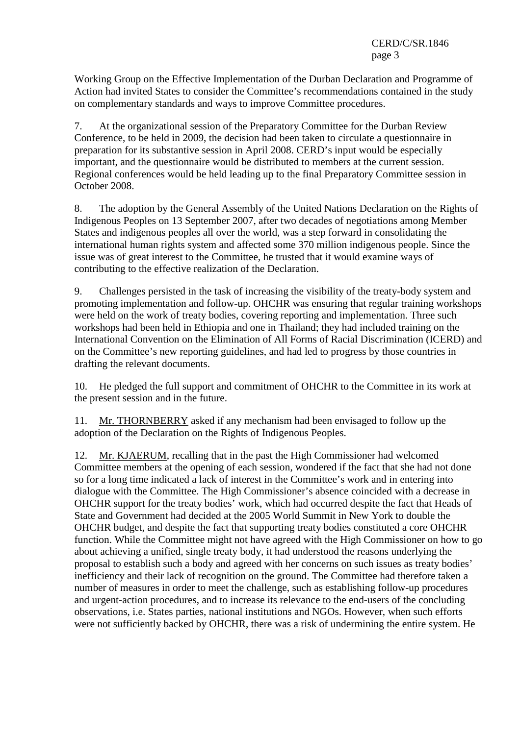Working Group on the Effective Implementation of the Durban Declaration and Programme of Action had invited States to consider the Committee's recommendations contained in the study on complementary standards and ways to improve Committee procedures.

7. At the organizational session of the Preparatory Committee for the Durban Review Conference, to be held in 2009, the decision had been taken to circulate a questionnaire in preparation for its substantive session in April 2008. CERD's input would be especially important, and the questionnaire would be distributed to members at the current session. Regional conferences would be held leading up to the final Preparatory Committee session in October 2008.

8. The adoption by the General Assembly of the United Nations Declaration on the Rights of Indigenous Peoples on 13 September 2007, after two decades of negotiations among Member States and indigenous peoples all over the world, was a step forward in consolidating the international human rights system and affected some 370 million indigenous people. Since the issue was of great interest to the Committee, he trusted that it would examine ways of contributing to the effective realization of the Declaration.

9. Challenges persisted in the task of increasing the visibility of the treaty-body system and promoting implementation and follow-up. OHCHR was ensuring that regular training workshops were held on the work of treaty bodies, covering reporting and implementation. Three such workshops had been held in Ethiopia and one in Thailand; they had included training on the International Convention on the Elimination of All Forms of Racial Discrimination (ICERD) and on the Committee's new reporting guidelines, and had led to progress by those countries in drafting the relevant documents.

10. He pledged the full support and commitment of OHCHR to the Committee in its work at the present session and in the future.

11. Mr. THORNBERRY asked if any mechanism had been envisaged to follow up the adoption of the Declaration on the Rights of Indigenous Peoples.

12. Mr. KJAERUM, recalling that in the past the High Commissioner had welcomed Committee members at the opening of each session, wondered if the fact that she had not done so for a long time indicated a lack of interest in the Committee's work and in entering into dialogue with the Committee. The High Commissioner's absence coincided with a decrease in OHCHR support for the treaty bodies' work, which had occurred despite the fact that Heads of State and Government had decided at the 2005 World Summit in New York to double the OHCHR budget, and despite the fact that supporting treaty bodies constituted a core OHCHR function. While the Committee might not have agreed with the High Commissioner on how to go about achieving a unified, single treaty body, it had understood the reasons underlying the proposal to establish such a body and agreed with her concerns on such issues as treaty bodies' inefficiency and their lack of recognition on the ground. The Committee had therefore taken a number of measures in order to meet the challenge, such as establishing follow-up procedures and urgent-action procedures, and to increase its relevance to the end-users of the concluding observations, i.e. States parties, national institutions and NGOs. However, when such efforts were not sufficiently backed by OHCHR, there was a risk of undermining the entire system. He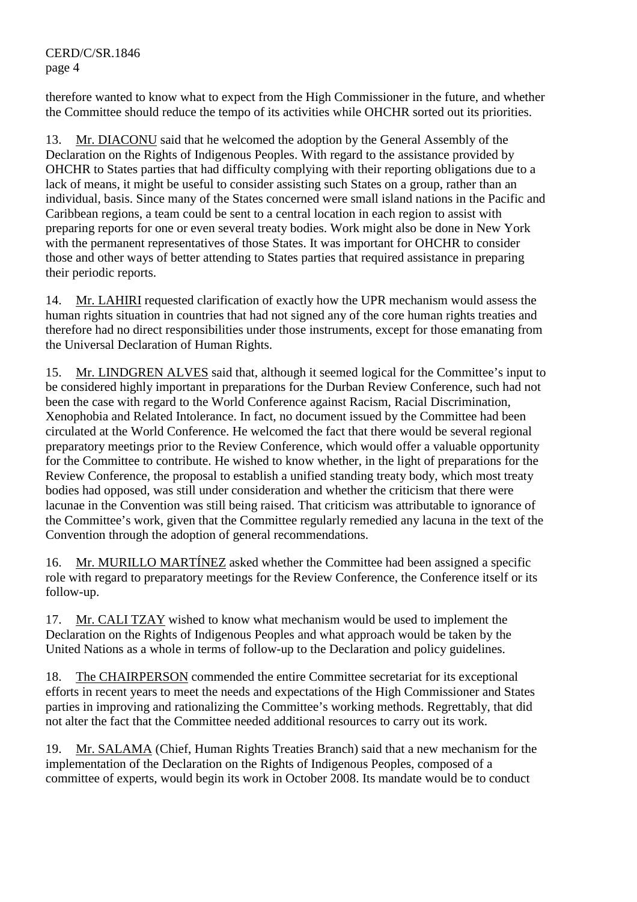therefore wanted to know what to expect from the High Commissioner in the future, and whether the Committee should reduce the tempo of its activities while OHCHR sorted out its priorities.

13. Mr. DIACONU said that he welcomed the adoption by the General Assembly of the Declaration on the Rights of Indigenous Peoples. With regard to the assistance provided by OHCHR to States parties that had difficulty complying with their reporting obligations due to a lack of means, it might be useful to consider assisting such States on a group, rather than an individual, basis. Since many of the States concerned were small island nations in the Pacific and Caribbean regions, a team could be sent to a central location in each region to assist with preparing reports for one or even several treaty bodies. Work might also be done in New York with the permanent representatives of those States. It was important for OHCHR to consider those and other ways of better attending to States parties that required assistance in preparing their periodic reports.

14. Mr. LAHIRI requested clarification of exactly how the UPR mechanism would assess the human rights situation in countries that had not signed any of the core human rights treaties and therefore had no direct responsibilities under those instruments, except for those emanating from the Universal Declaration of Human Rights.

15. Mr. LINDGREN ALVES said that, although it seemed logical for the Committee's input to be considered highly important in preparations for the Durban Review Conference, such had not been the case with regard to the World Conference against Racism, Racial Discrimination, Xenophobia and Related Intolerance. In fact, no document issued by the Committee had been circulated at the World Conference. He welcomed the fact that there would be several regional preparatory meetings prior to the Review Conference, which would offer a valuable opportunity for the Committee to contribute. He wished to know whether, in the light of preparations for the Review Conference, the proposal to establish a unified standing treaty body, which most treaty bodies had opposed, was still under consideration and whether the criticism that there were lacunae in the Convention was still being raised. That criticism was attributable to ignorance of the Committee's work, given that the Committee regularly remedied any lacuna in the text of the Convention through the adoption of general recommendations.

16. Mr. MURILLO MARTÍNEZ asked whether the Committee had been assigned a specific role with regard to preparatory meetings for the Review Conference, the Conference itself or its follow-up.

17. Mr. CALI TZAY wished to know what mechanism would be used to implement the Declaration on the Rights of Indigenous Peoples and what approach would be taken by the United Nations as a whole in terms of follow-up to the Declaration and policy guidelines.

18. The CHAIRPERSON commended the entire Committee secretariat for its exceptional efforts in recent years to meet the needs and expectations of the High Commissioner and States parties in improving and rationalizing the Committee's working methods. Regrettably, that did not alter the fact that the Committee needed additional resources to carry out its work.

19. Mr. SALAMA (Chief, Human Rights Treaties Branch) said that a new mechanism for the implementation of the Declaration on the Rights of Indigenous Peoples, composed of a committee of experts, would begin its work in October 2008. Its mandate would be to conduct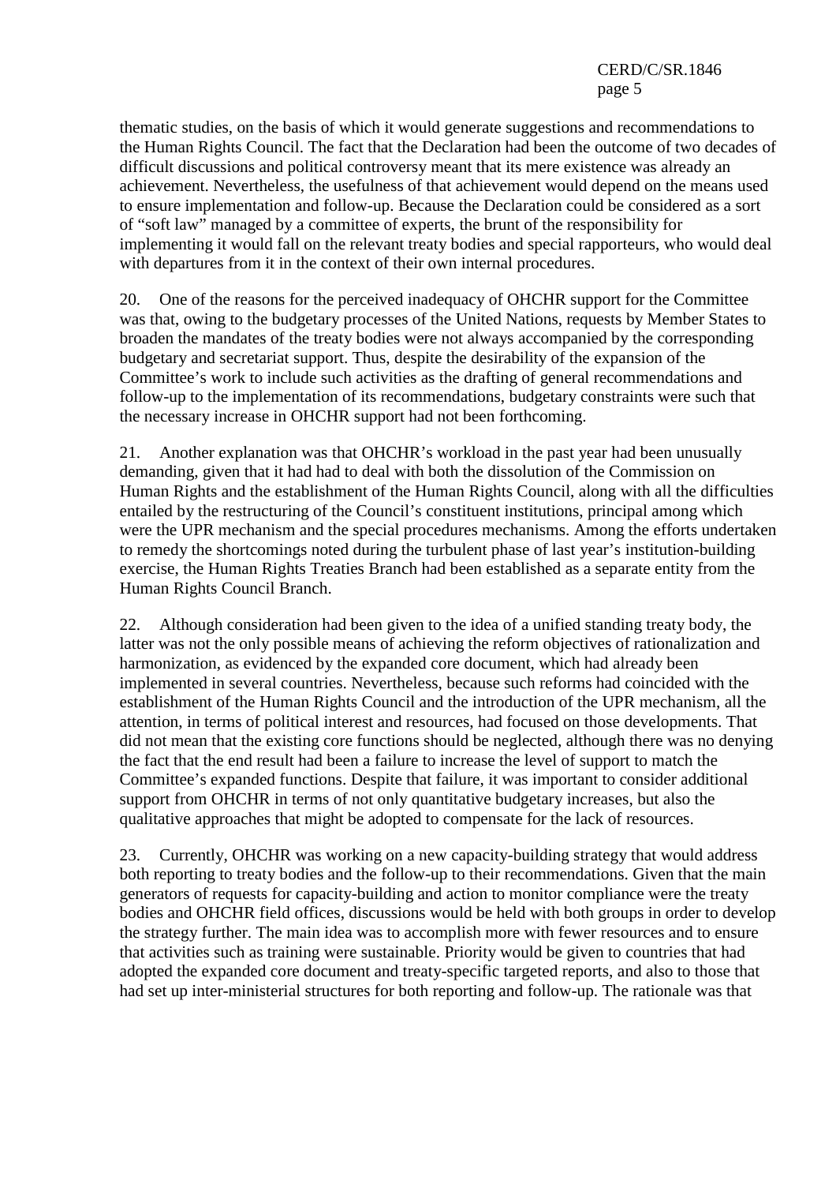thematic studies, on the basis of which it would generate suggestions and recommendations to the Human Rights Council. The fact that the Declaration had been the outcome of two decades of difficult discussions and political controversy meant that its mere existence was already an achievement. Nevertheless, the usefulness of that achievement would depend on the means used to ensure implementation and follow-up. Because the Declaration could be considered as a sort of "soft law" managed by a committee of experts, the brunt of the responsibility for implementing it would fall on the relevant treaty bodies and special rapporteurs, who would deal with departures from it in the context of their own internal procedures.

20. One of the reasons for the perceived inadequacy of OHCHR support for the Committee was that, owing to the budgetary processes of the United Nations, requests by Member States to broaden the mandates of the treaty bodies were not always accompanied by the corresponding budgetary and secretariat support. Thus, despite the desirability of the expansion of the Committee's work to include such activities as the drafting of general recommendations and follow-up to the implementation of its recommendations, budgetary constraints were such that the necessary increase in OHCHR support had not been forthcoming.

21. Another explanation was that OHCHR's workload in the past year had been unusually demanding, given that it had had to deal with both the dissolution of the Commission on Human Rights and the establishment of the Human Rights Council, along with all the difficulties entailed by the restructuring of the Council's constituent institutions, principal among which were the UPR mechanism and the special procedures mechanisms. Among the efforts undertaken to remedy the shortcomings noted during the turbulent phase of last year's institution-building exercise, the Human Rights Treaties Branch had been established as a separate entity from the Human Rights Council Branch.

22. Although consideration had been given to the idea of a unified standing treaty body, the latter was not the only possible means of achieving the reform objectives of rationalization and harmonization, as evidenced by the expanded core document, which had already been implemented in several countries. Nevertheless, because such reforms had coincided with the establishment of the Human Rights Council and the introduction of the UPR mechanism, all the attention, in terms of political interest and resources, had focused on those developments. That did not mean that the existing core functions should be neglected, although there was no denying the fact that the end result had been a failure to increase the level of support to match the Committee's expanded functions. Despite that failure, it was important to consider additional support from OHCHR in terms of not only quantitative budgetary increases, but also the qualitative approaches that might be adopted to compensate for the lack of resources.

23. Currently, OHCHR was working on a new capacity-building strategy that would address both reporting to treaty bodies and the follow-up to their recommendations. Given that the main generators of requests for capacity-building and action to monitor compliance were the treaty bodies and OHCHR field offices, discussions would be held with both groups in order to develop the strategy further. The main idea was to accomplish more with fewer resources and to ensure that activities such as training were sustainable. Priority would be given to countries that had adopted the expanded core document and treaty-specific targeted reports, and also to those that had set up inter-ministerial structures for both reporting and follow-up. The rationale was that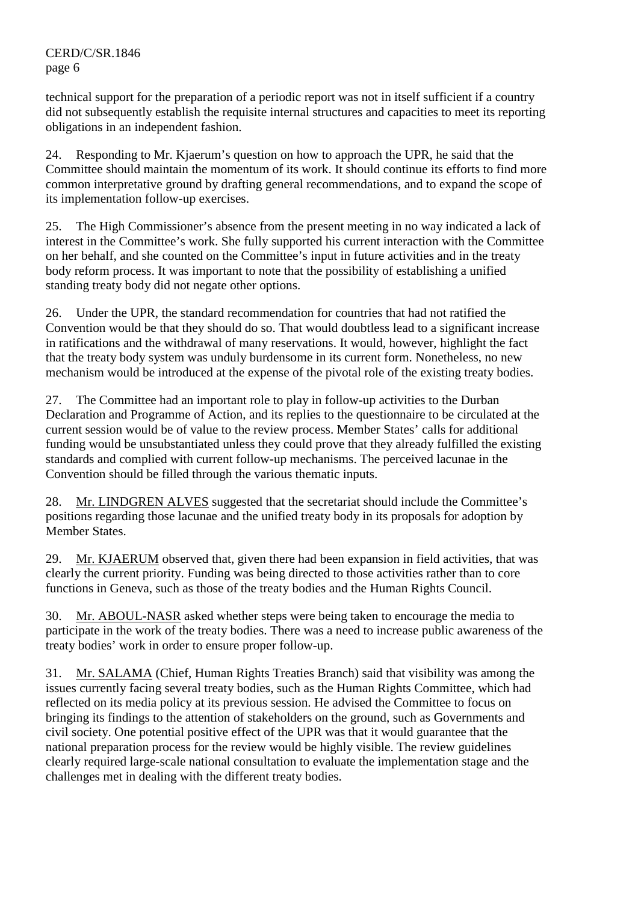technical support for the preparation of a periodic report was not in itself sufficient if a country did not subsequently establish the requisite internal structures and capacities to meet its reporting obligations in an independent fashion.

24. Responding to Mr. Kjaerum's question on how to approach the UPR, he said that the Committee should maintain the momentum of its work. It should continue its efforts to find more common interpretative ground by drafting general recommendations, and to expand the scope of its implementation follow-up exercises.

25. The High Commissioner's absence from the present meeting in no way indicated a lack of interest in the Committee's work. She fully supported his current interaction with the Committee on her behalf, and she counted on the Committee's input in future activities and in the treaty body reform process. It was important to note that the possibility of establishing a unified standing treaty body did not negate other options.

26. Under the UPR, the standard recommendation for countries that had not ratified the Convention would be that they should do so. That would doubtless lead to a significant increase in ratifications and the withdrawal of many reservations. It would, however, highlight the fact that the treaty body system was unduly burdensome in its current form. Nonetheless, no new mechanism would be introduced at the expense of the pivotal role of the existing treaty bodies.

27. The Committee had an important role to play in follow-up activities to the Durban Declaration and Programme of Action, and its replies to the questionnaire to be circulated at the current session would be of value to the review process. Member States' calls for additional funding would be unsubstantiated unless they could prove that they already fulfilled the existing standards and complied with current follow-up mechanisms. The perceived lacunae in the Convention should be filled through the various thematic inputs.

28. Mr. LINDGREN ALVES suggested that the secretariat should include the Committee's positions regarding those lacunae and the unified treaty body in its proposals for adoption by Member States.

29. Mr. KJAERUM observed that, given there had been expansion in field activities, that was clearly the current priority. Funding was being directed to those activities rather than to core functions in Geneva, such as those of the treaty bodies and the Human Rights Council.

30. Mr. ABOUL-NASR asked whether steps were being taken to encourage the media to participate in the work of the treaty bodies. There was a need to increase public awareness of the treaty bodies' work in order to ensure proper follow-up.

31. Mr. SALAMA (Chief, Human Rights Treaties Branch) said that visibility was among the issues currently facing several treaty bodies, such as the Human Rights Committee, which had reflected on its media policy at its previous session. He advised the Committee to focus on bringing its findings to the attention of stakeholders on the ground, such as Governments and civil society. One potential positive effect of the UPR was that it would guarantee that the national preparation process for the review would be highly visible. The review guidelines clearly required large-scale national consultation to evaluate the implementation stage and the challenges met in dealing with the different treaty bodies.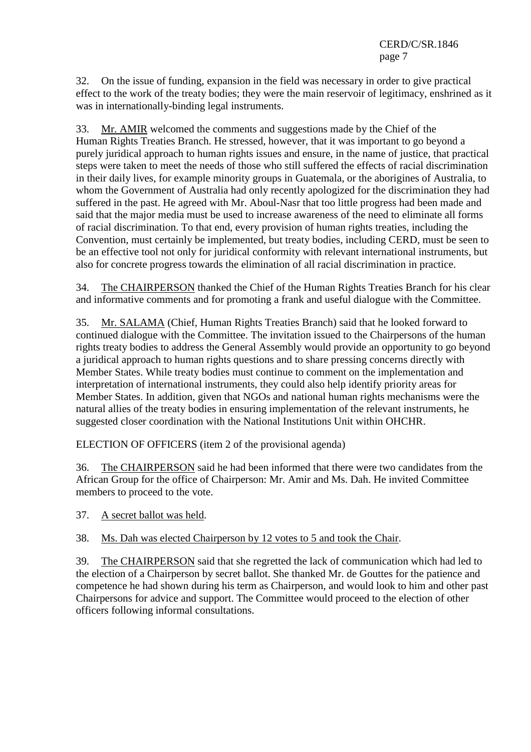32. On the issue of funding, expansion in the field was necessary in order to give practical effect to the work of the treaty bodies; they were the main reservoir of legitimacy, enshrined as it was in internationally-binding legal instruments.

33. Mr. AMIR welcomed the comments and suggestions made by the Chief of the Human Rights Treaties Branch. He stressed, however, that it was important to go beyond a purely juridical approach to human rights issues and ensure, in the name of justice, that practical steps were taken to meet the needs of those who still suffered the effects of racial discrimination in their daily lives, for example minority groups in Guatemala, or the aborigines of Australia, to whom the Government of Australia had only recently apologized for the discrimination they had suffered in the past. He agreed with Mr. Aboul-Nasr that too little progress had been made and said that the major media must be used to increase awareness of the need to eliminate all forms of racial discrimination. To that end, every provision of human rights treaties, including the Convention, must certainly be implemented, but treaty bodies, including CERD, must be seen to be an effective tool not only for juridical conformity with relevant international instruments, but also for concrete progress towards the elimination of all racial discrimination in practice.

34. The CHAIRPERSON thanked the Chief of the Human Rights Treaties Branch for his clear and informative comments and for promoting a frank and useful dialogue with the Committee.

35. Mr. SALAMA (Chief, Human Rights Treaties Branch) said that he looked forward to continued dialogue with the Committee. The invitation issued to the Chairpersons of the human rights treaty bodies to address the General Assembly would provide an opportunity to go beyond a juridical approach to human rights questions and to share pressing concerns directly with Member States. While treaty bodies must continue to comment on the implementation and interpretation of international instruments, they could also help identify priority areas for Member States. In addition, given that NGOs and national human rights mechanisms were the natural allies of the treaty bodies in ensuring implementation of the relevant instruments, he suggested closer coordination with the National Institutions Unit within OHCHR.

ELECTION OF OFFICERS (item 2 of the provisional agenda)

36. The CHAIRPERSON said he had been informed that there were two candidates from the African Group for the office of Chairperson: Mr. Amir and Ms. Dah. He invited Committee members to proceed to the vote.

37. A secret ballot was held.

38. Ms. Dah was elected Chairperson by 12 votes to 5 and took the Chair.

39. The CHAIRPERSON said that she regretted the lack of communication which had led to the election of a Chairperson by secret ballot. She thanked Mr. de Gouttes for the patience and competence he had shown during his term as Chairperson, and would look to him and other past Chairpersons for advice and support. The Committee would proceed to the election of other officers following informal consultations.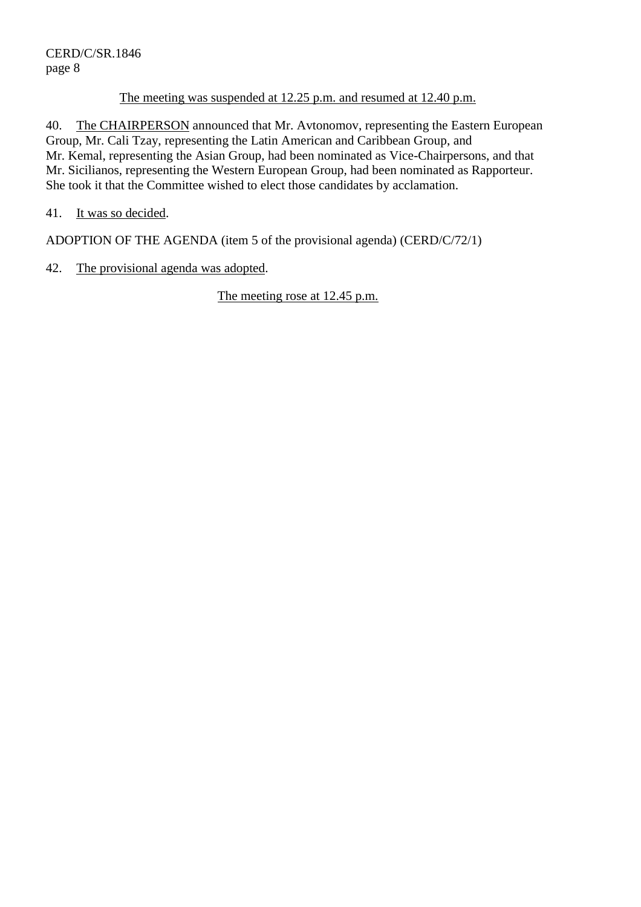The meeting was suspended at 12.25 p.m. and resumed at 12.40 p.m.

40. The CHAIRPERSON announced that Mr. Avtonomov, representing the Eastern European Group, Mr. Cali Tzay, representing the Latin American and Caribbean Group, and Mr. Kemal, representing the Asian Group, had been nominated as Vice-Chairpersons, and that Mr. Sicilianos, representing the Western European Group, had been nominated as Rapporteur. She took it that the Committee wished to elect those candidates by acclamation.

41. It was so decided.

ADOPTION OF THE AGENDA (item 5 of the provisional agenda) (CERD/C/72/1)

42. The provisional agenda was adopted.

The meeting rose at 12.45 p.m.